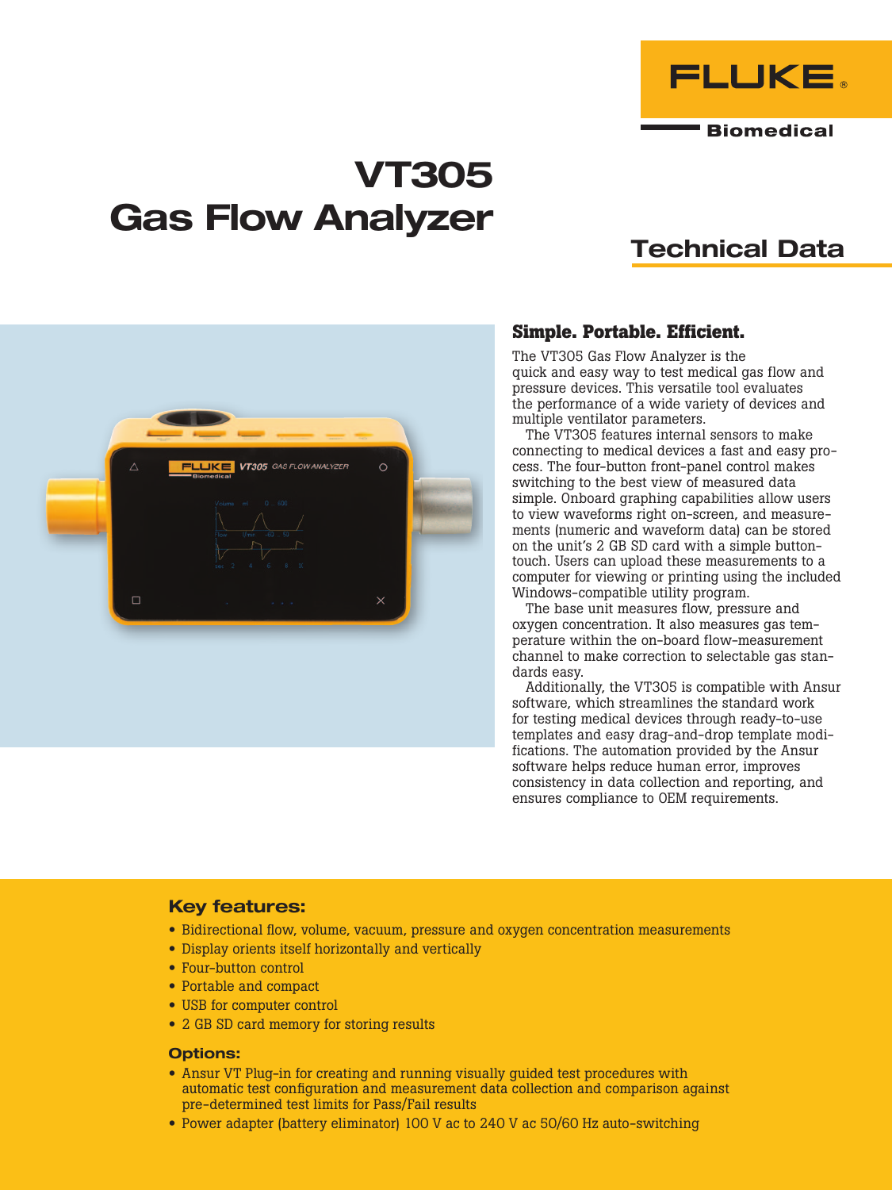FLUKE®

Biomedical

# VT305
# Gas Flow Analyzer

## Technical Data

### Simple. Portable. Efficient.

The VT305 Gas Flow Analyzer is the quick and easy way to test medical gas flow and pressure devices. This versatile tool evaluates the performance of a wide variety of devices and multiple ventilator parameters.

The VT305 features internal sensors to make connecting to medical devices a fast and easy process. The four-button front-panel control makes switching to the best view of measured data simple. Onboard graphing capabilities allow users to view waveforms right on-screen, and measurements (numeric and waveform data) can be stored on the unit's 2 GB SD card with a simple button-touch. Users can upload these measurements to a computer for viewing or printing using the included Windows-compatible utility program.

The base unit measures flow, pressure and oxygen concentration. It also measures gas temperature within the on-board flow-measurement channel to make correction to selectable gas standards easy.

Additionally, the VT305 is compatible with Ansur software, which streamlines the standard work for testing medical devices through ready-to-use templates and easy drag-and-drop template modifications. The automation provided by the Ansur software helps reduce human error, improves consistency in data collection and reporting, and ensures compliance to OEM requirements.

### Key features:

- Bidirectional flow, volume, vacuum, pressure and oxygen concentration measurements
- Display orients itself horizontally and vertically
- Four-button control
- Portable and compact
- USB for computer control
- 2 GB SD card memory for storing results

### Options:

- Ansur VT Plug-in for creating and running visually guided test procedures with automatic test configuration and measurement data collection and comparison against pre-determined test limits for Pass/Fail results
- Power adapter (battery eliminator) 100 V ac to 240 V ac 50/60 Hz auto-switching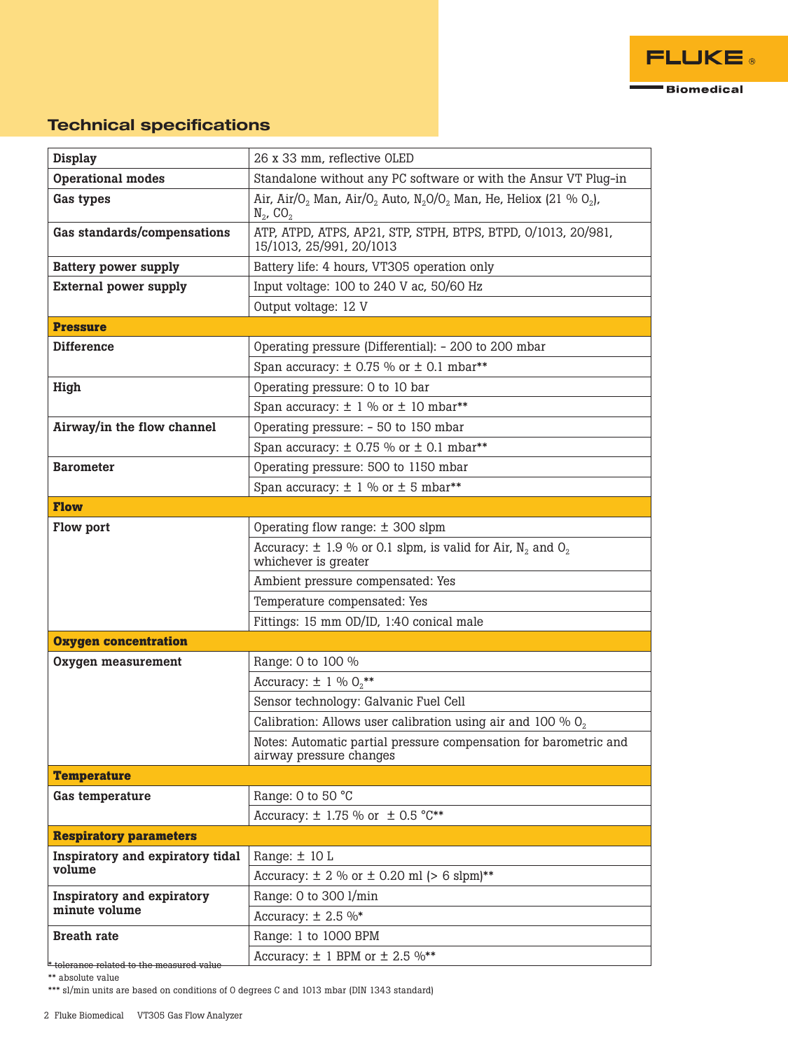## Technical specifications

| | |
|---|---|
| **Display** | 26 x 33 mm, reflective OLED |
| **Operational modes** | Standalone without any PC software or with the Ansur VT Plug-in |
| **Gas types** | Air, Air/$O_2$ Man, Air/$O_2$ Auto, $N_2O/O_2$ Man, He, Heliox (21 % $O_2$), $N_2$, $CO_2$ |
| **Gas standards/compensations** | ATP, ATPD, ATPS, AP21, STP, STPH, BTPS, BTPD, 0/1013, 20/981, 15/1013, 25/991, 20/1013 |
| **Battery power supply** | Battery life: 4 hours, VT305 operation only |
| **External power supply** | Input voltage: 100 to 240 V ac, 50/60 Hz |
| | Output voltage: 12 V |
| **Pressure** | |
| **Difference** | Operating pressure (Differential): – 200 to 200 mbar |
| | Span accuracy: ± 0.75 % or ± 0.1 mbar** |
| **High** | Operating pressure: 0 to 10 bar |
| | Span accuracy: ± 1 % or ± 10 mbar** |
| **Airway/in the flow channel** | Operating pressure: – 50 to 150 mbar |
| | Span accuracy: ± 0.75 % or ± 0.1 mbar** |
| **Barometer** | Operating pressure: 500 to 1150 mbar |
| | Span accuracy: ± 1 % or ± 5 mbar** |
| **Flow** | |
| **Flow port** | Operating flow range: ± 300 slpm |
| | Accuracy: ± 1.9 % or 0.1 slpm, is valid for Air, $N_2$ and $O_2$ whichever is greater |
| | Ambient pressure compensated: Yes |
| | Temperature compensated: Yes |
| | Fittings: 15 mm OD/ID, 1:40 conical male |
| **Oxygen concentration** | |
| **Oxygen measurement** | Range: 0 to 100 % |
| | Accuracy: ± 1 % $O_2$** |
| | Sensor technology: Galvanic Fuel Cell |
| | Calibration: Allows user calibration using air and 100 % $O_2$ |
| | Notes: Automatic partial pressure compensation for barometric and airway pressure changes |
| **Temperature** | |
| **Gas temperature** | Range: 0 to 50 °C |
| | Accuracy: ± 1.75 % or ± 0.5 °C** |
| **Respiratory parameters** | |
| **Inspiratory and expiratory tidal volume** | Range: ± 10 L |
| | Accuracy: ± 2 % or ± 0.20 ml (> 6 slpm)** |
| **Inspiratory and expiratory minute volume** | Range: 0 to 300 l/min |
| | Accuracy: ± 2.5 %* |
| **Breath rate** | Range: 1 to 1000 BPM |
| | Accuracy: ± 1 BPM or ± 2.5 %** |

\* tolerance related to the measured value

** absolute value

*** sl/min units are based on conditions of 0 degrees C and 1013 mbar (DIN 1343 standard)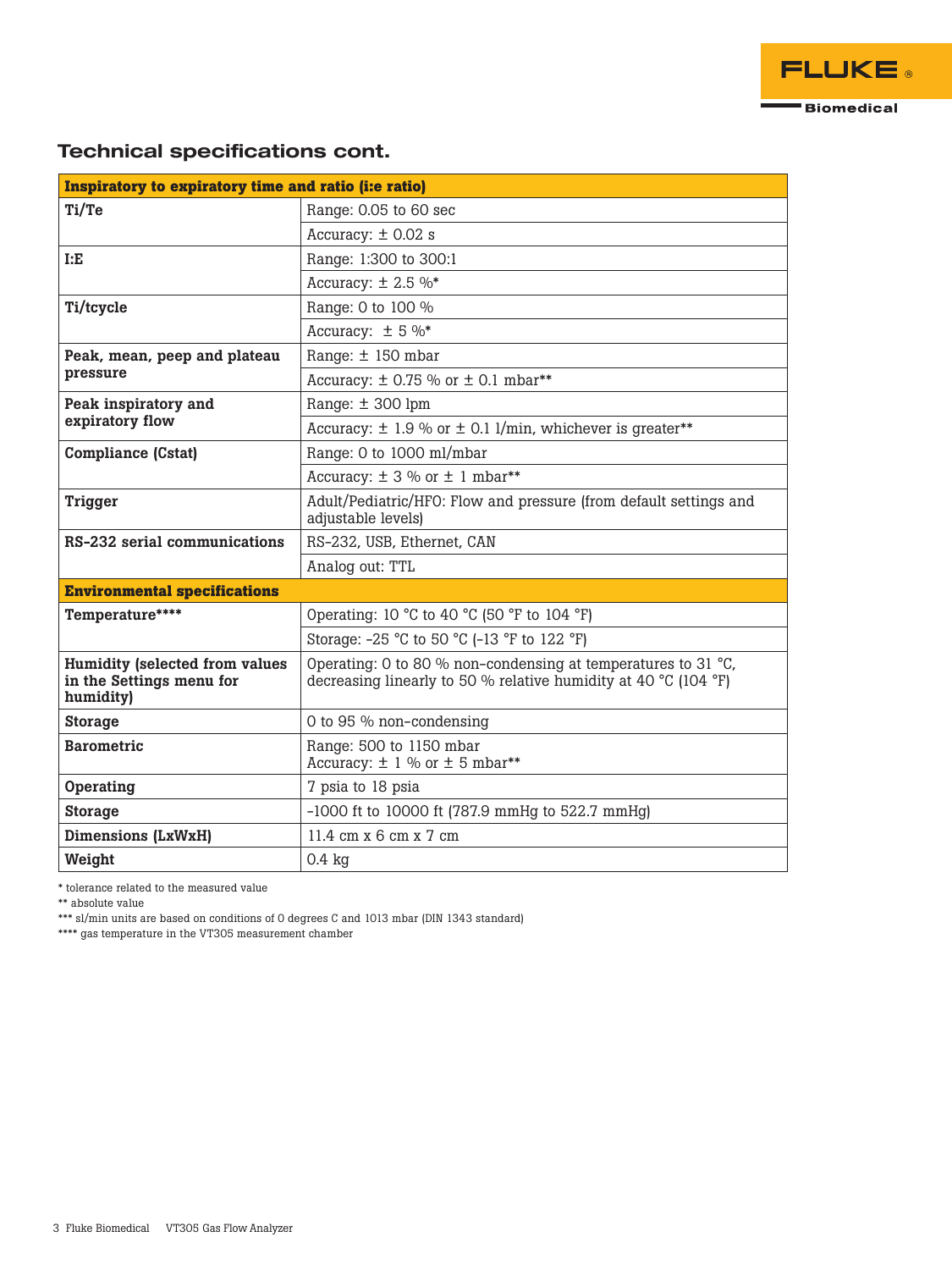## Technical specifications cont.

| **Inspiratory to expiratory time and ratio (i:e ratio)** | |
|---|---|
| **Ti/Te** | Range: 0.05 to 60 sec |
| | Accuracy: ± 0.02 s |
| **I:E** | Range: 1:300 to 300:1 |
| | Accuracy: ± 2.5 %* |
| **Ti/tcycle** | Range: 0 to 100 % |
| | Accuracy: ± 5 %* |
| **Peak, mean, peep and plateau pressure** | Range: ± 150 mbar |
| | Accuracy: ± 0.75 % or ± 0.1 mbar** |
| **Peak inspiratory and expiratory flow** | Range: ± 300 lpm |
| | Accuracy: ± 1.9 % or ± 0.1 l/min, whichever is greater** |
| **Compliance (Cstat)** | Range: 0 to 1000 ml/mbar |
| | Accuracy: ± 3 % or ± 1 mbar** |
| **Trigger** | Adult/Pediatric/HFO: Flow and pressure (from default settings and adjustable levels) |
| **RS-232 serial communications** | RS-232, USB, Ethernet, CAN |
| | Analog out: TTL |
| **Environmental specifications** | |
| **Temperature\*\*\*\*** | Operating: 10 °C to 40 °C (50 °F to 104 °F) |
| | Storage: -25 °C to 50 °C (-13 °F to 122 °F) |
| **Humidity (selected from values in the Settings menu for humidity)** | Operating: 0 to 80 % non-condensing at temperatures to 31 °C, decreasing linearly to 50 % relative humidity at 40 °C (104 °F) |
| **Storage** | 0 to 95 % non-condensing |
| **Barometric** | Range: 500 to 1150 mbar<br>Accuracy: ± 1 % or ± 5 mbar** |
| **Operating** | 7 psia to 18 psia |
| **Storage** | -1000 ft to 10000 ft (787.9 mmHg to 522.7 mmHg) |
| **Dimensions (LxWxH)** | 11.4 cm x 6 cm x 7 cm |
| **Weight** | 0.4 kg |

\* tolerance related to the measured value

\*\* absolute value

\*\*\* sl/min units are based on conditions of 0 degrees C and 1013 mbar (DIN 1343 standard)

\*\*\*\* gas temperature in the VT305 measurement chamber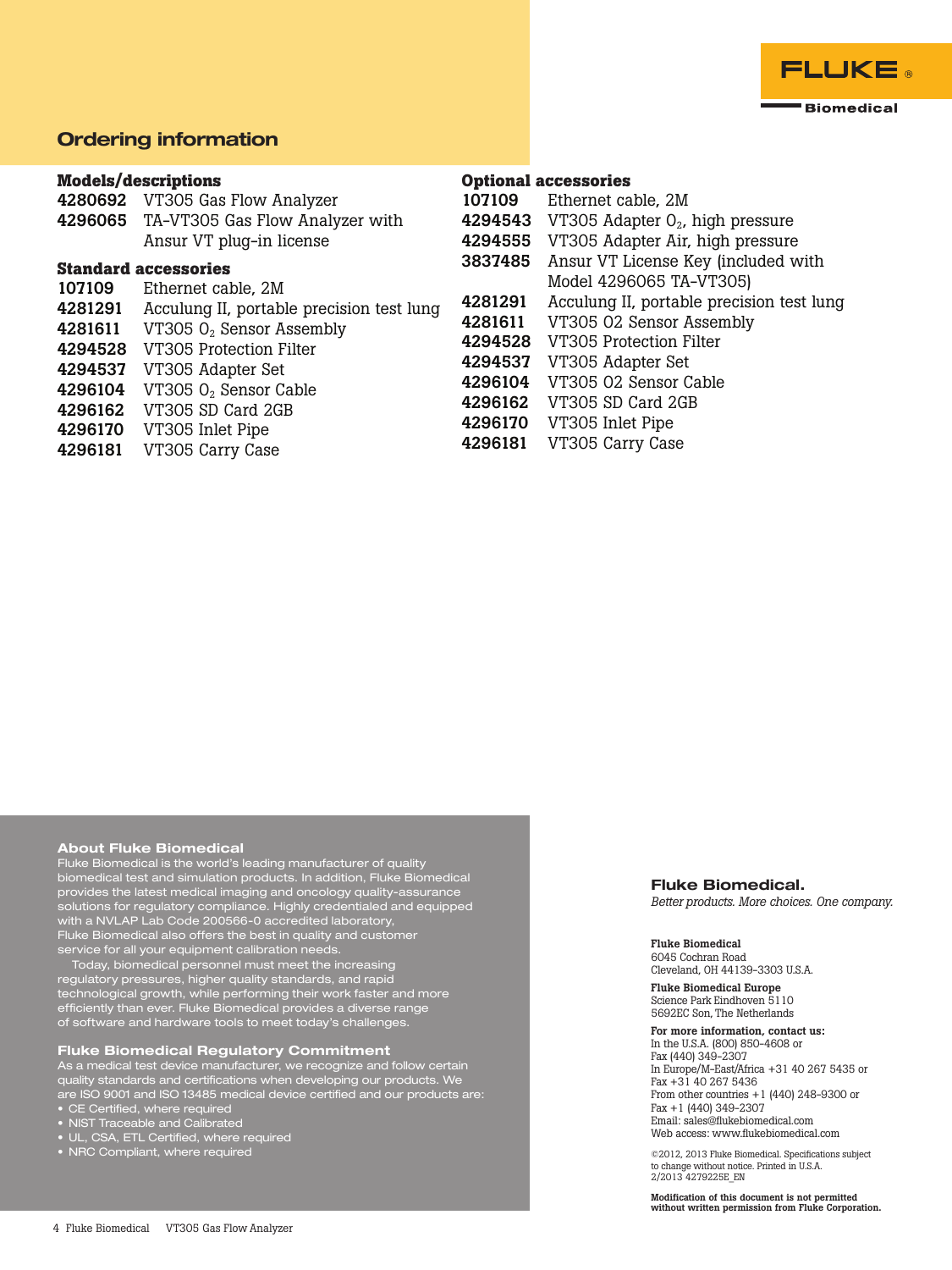FLUKE®

Biomedical

## Ordering information

### Models/descriptions

| | |
|---|---|
| **4280692** | VT305 Gas Flow Analyzer |
| **4296065** | TA-VT305 Gas Flow Analyzer with Ansur VT plug-in license |

### Standard accessories

| | |
|---|---|
| **107109** | Ethernet cable, 2M |
| **4281291** | Acculung II, portable precision test lung |
| **4281611** | VT305 $O_2$ Sensor Assembly |
| **4294528** | VT305 Protection Filter |
| **4294537** | VT305 Adapter Set |
| **4296104** | VT305 $O_2$ Sensor Cable |
| **4296162** | VT305 SD Card 2GB |
| **4296170** | VT305 Inlet Pipe |
| **4296181** | VT305 Carry Case |

### Optional accessories

| | |
|---|---|
| **107109** | Ethernet cable, 2M |
| **4294543** | VT305 Adapter $O_2$, high pressure |
| **4294555** | VT305 Adapter Air, high pressure |
| **3837485** | Ansur VT License Key (included with Model 4296065 TA-VT305) |
| **4281291** | Acculung II, portable precision test lung |
| **4281611** | VT305 O2 Sensor Assembly |
| **4294528** | VT305 Protection Filter |
| **4294537** | VT305 Adapter Set |
| **4296104** | VT305 O2 Sensor Cable |
| **4296162** | VT305 SD Card 2GB |
| **4296170** | VT305 Inlet Pipe |
| **4296181** | VT305 Carry Case |

### About Fluke Biomedical

Fluke Biomedical is the world's leading manufacturer of quality biomedical test and simulation products. In addition, Fluke Biomedical provides the latest medical imaging and oncology quality-assurance solutions for regulatory compliance. Highly credentialed and equipped with a NVLAP Lab Code 200566-0 accredited laboratory, Fluke Biomedical also offers the best in quality and customer service for all your equipment calibration needs.

Today, biomedical personnel must meet the increasing regulatory pressures, higher quality standards, and rapid technological growth, while performing their work faster and more efficiently than ever. Fluke Biomedical provides a diverse range of software and hardware tools to meet today's challenges.

### Fluke Biomedical Regulatory Commitment

As a medical test device manufacturer, we recognize and follow certain quality standards and certifications when developing our products. We are ISO 9001 and ISO 13485 medical device certified and our products are:

- CE Certified, where required
- NIST Traceable and Calibrated
- UL, CSA, ETL Certified, where required
- NRC Compliant, where required

**Fluke Biomedical.**
*Better products. More choices. One company.*

**Fluke Biomedical**
6045 Cochran Road
Cleveland, OH 44139-3303 U.S.A.

**Fluke Biomedical Europe**
Science Park Eindhoven 5110
5692EC Son, The Netherlands

**For more information, contact us:**
In the U.S.A. (800) 850-4608 or
Fax (440) 349-2307
In Europe/M-East/Africa +31 40 267 5435 or
Fax +31 40 267 5436
From other countries +1 (440) 248-9300 or
Fax +1 (440) 349-2307
Email: sales@flukebiomedical.com
Web access: www.flukebiomedical.com

©2012, 2013 Fluke Biomedical. Specifications subject to change without notice. Printed in U.S.A.
2/2013 4279225E_EN

**Modification of this document is not permitted without written permission from Fluke Corporation.**